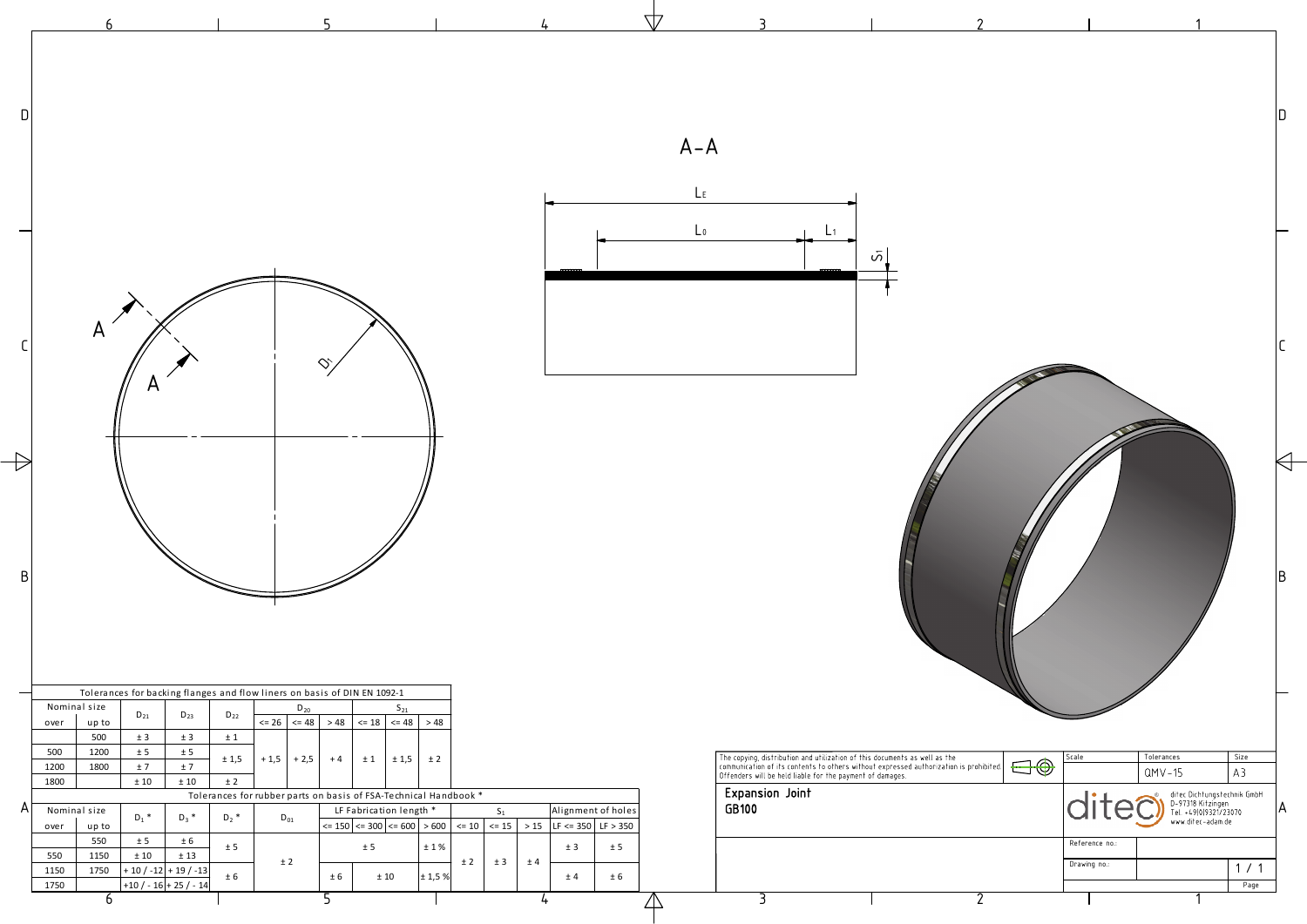A-A

$L_E$

$L_0$

$L_1$

$S_1$

$D_1$

A

A

**Tolerances for backing flanges and flow liners on basis of DIN EN 1092-1**

| Nominal size over | Nominal size up to | $D_{21}$ | $D_{23}$ | $D_{22}$ | $D_{20}$ <= 26 | $D_{20}$ <= 48 | $D_{20}$ > 48 | $S_{21}$ <= 18 | $S_{21}$ <= 48 | $S_{21}$ > 48 |
|---|---|---|---|---|---|---|---|---|---|---|
| | 500 | ± 3 | ± 3 | ± 1 | + 1,5 | + 2,5 | + 4 | ± 1 | ± 1,5 | ± 2 |
| 500 | 1200 | ± 5 | ± 5 | ± 1,5 | | | | | | |
| 1200 | 1800 | ± 7 | ± 7 | | | | | | | |
| 1800 | | ± 10 | ± 10 | ± 2 | | | | | | |

**Tolerances for rubber parts on basis of FSA-Technical Handbook \***

| Nominal size over | Nominal size up to | $D_1$ * | $D_3$ * | $D_2$ * | $D_{01}$ | LF Fabrication length * <= 150 | LF Fabrication length * <= 300 | LF Fabrication length * <= 600 | LF Fabrication length * > 600 | $S_1$ <= 10 | $S_1$ <= 15 | $S_1$ > 15 | Alignment of holes LF <= 350 | Alignment of holes LF > 350 |
|---|---|---|---|---|---|---|---|---|---|---|---|---|---|---|
| | 550 | ± 5 | ± 6 | ± 5 | ± 2 | ± 5 | | | ± 1% | ± 2 | ± 3 | ± 4 | ± 3 | ± 5 |
| 550 | 1150 | ± 10 | ± 13 | | | | | | | | | | | |
| 1150 | 1750 | + 10 / -12 | + 19 / -13 | ± 6 | | ± 6 | ± 10 | | ± 1,5 % | | | | ± 4 | ± 6 |
| 1750 | | +10 / - 16 | + 25 / - 14 | | | | | | | | | | | |

The copying, distribution and utilization of this documents as well as the communication of its contents to others without expressed authorization is prohibited. Offenders will be held liable for the payment of damages.

| Scale | Tolerances | Size |
|---|---|---|
| | QMV-15 | A3 |

**Expansion Joint**
**GB100**

ditec Dichtungstechnik GmbH
D-97318 Kitzingen
Tel. +49(0)9321/23070
www.ditec-adam.de

Reference no.:

Drawing no.:

1 / 1
Page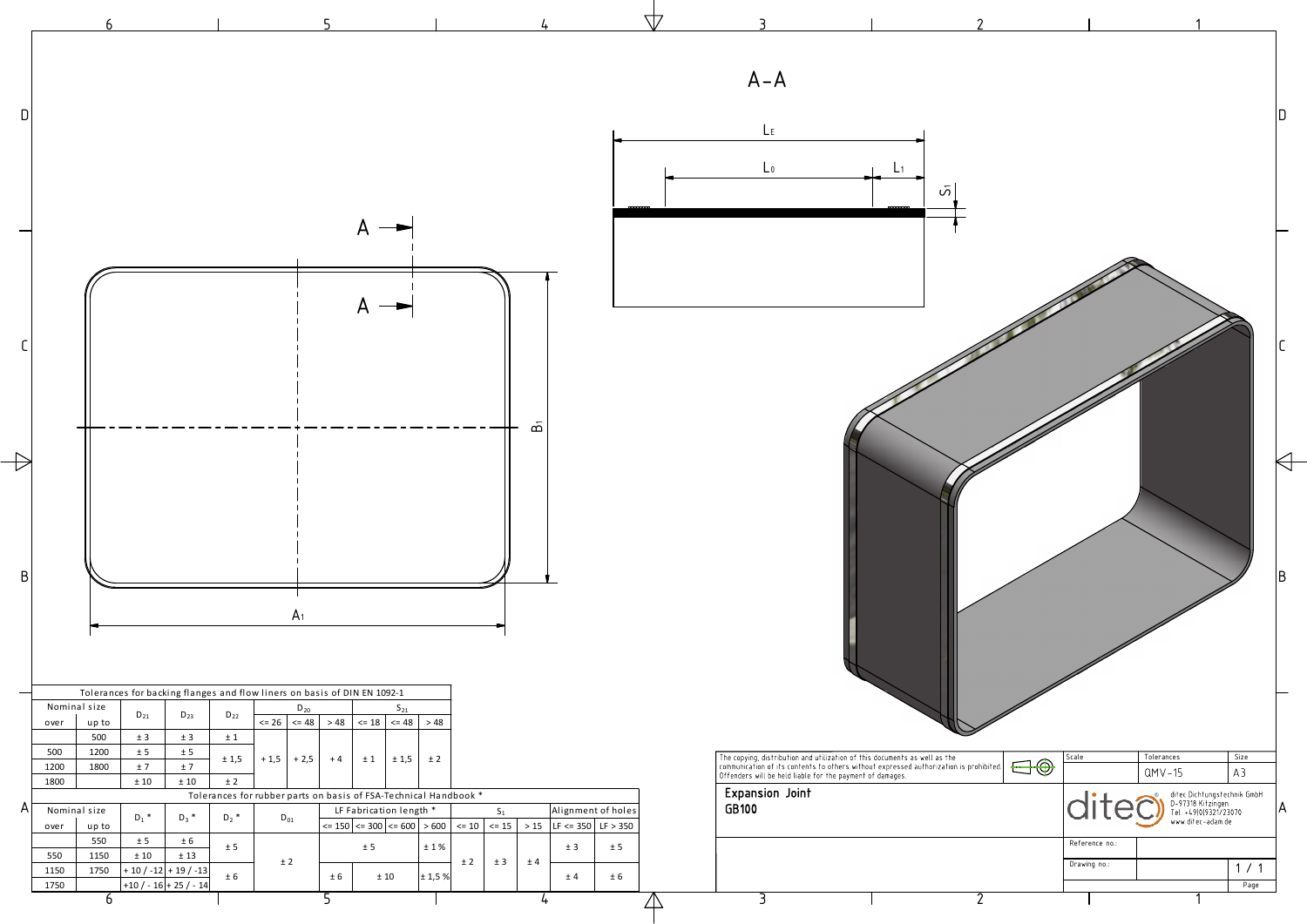A-A

$L_E$

$L_0$

$L_1$

$S_1$

A

A

$B_1$

$A_1$

Tolerances for backing flanges and flow liners on basis of DIN EN 1092-1

| Nominal size | | $D_{21}$ | $D_{23}$ | $D_{22}$ | $D_{20}$ | | | $S_{21}$ | | |
|---|---|---|---|---|---|---|---|---|---|---|
| over | up to | | | | <= 26 | <= 48 | > 48 | <= 18 | <= 48 | > 48 |
| | 500 | ± 3 | ± 3 | ± 1 | + 1,5 | + 2,5 | + 4 | ± 1 | ± 1,5 | ± 2 |
| 500 | 1200 | ± 5 | ± 5 | ± 1,5 | | | | | | |
| 1200 | 1800 | ± 7 | ± 7 | | | | | | | |
| 1800 | | ± 10 | ± 10 | ± 2 | | | | | | |

Tolerances for rubber parts on basis of FSA-Technical Handbook *

| Nominal size | | $D_1$ * | $D_3$ * | $D_2$ * | $D_{01}$ | LF Fabrication length * | | | | $S_1$ | | | Alignment of holes | |
|---|---|---|---|---|---|---|---|---|---|---|---|---|---|---|
| over | up to | | | | | <= 150 | <= 300 | <= 600 | > 600 | <= 10 | <= 15 | > 15 | LF <= 350 | LF > 350 |
| | 550 | ± 5 | ± 6 | ± 5 | ± 2 | ± 5 | | | ± 1 % | ± 2 | ± 3 | ± 4 | ± 3 | ± 5 |
| 550 | 1150 | ± 10 | ± 13 | | | | | | | | | | | |
| 1150 | 1750 | + 10 / -12 | + 19 / -13 | ± 6 | | ± 6 | ± 10 | | ± 1,5 % | | | | ± 4 | ± 6 |
| 1750 | | +10 / - 16 | + 25 / - 14 | | | | | | | | | | | |

The copying, distribution and utilization of this documents as well as the communication of its contents to others without expressed authorization is prohibited. Offenders will be held liable for the payment of damages.

**Expansion Joint**
**GB100**

| Scale | Tolerances | Size |
|---|---|---|
| | QMV-15 | A3 |

ditec Dichtungstechnik GmbH
D-97318 Kitzingen
Tel. +49(0)9321/23070
www.ditec-adam.de

Reference no.:

Drawing no.:

1 / 1
Page